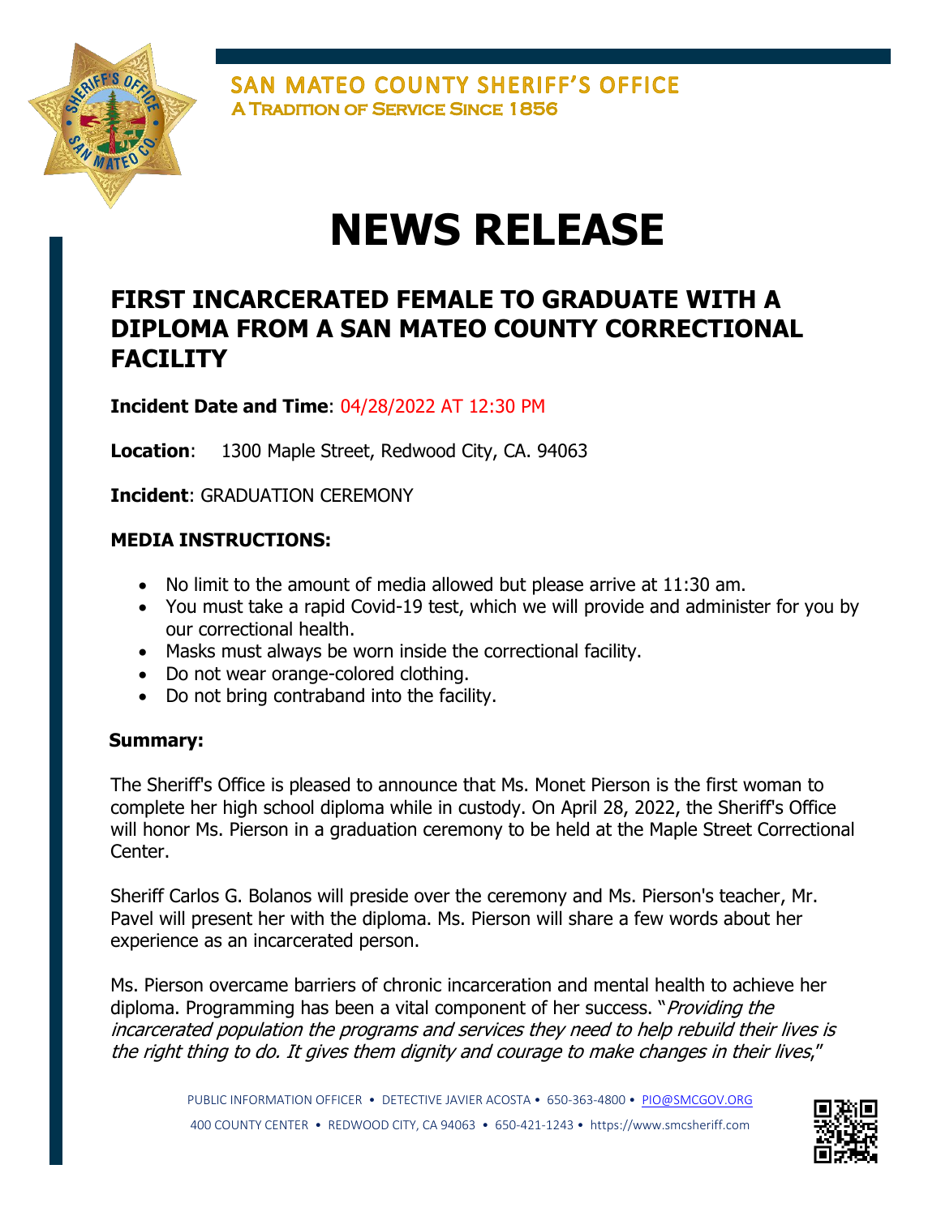SAN MATEO COUNTY SHERIFF'S OFFICE
A TRADITION OF SERVICE SINCE 1856

# NEWS RELEASE

## FIRST INCARCERATED FEMALE TO GRADUATE WITH A DIPLOMA FROM A SAN MATEO COUNTY CORRECTIONAL FACILITY

**Incident Date and Time**: 04/28/2022 AT 12:30 PM

**Location**: 1300 Maple Street, Redwood City, CA. 94063

**Incident**: GRADUATION CEREMONY

**MEDIA INSTRUCTIONS:**

- No limit to the amount of media allowed but please arrive at 11:30 am.
- You must take a rapid Covid-19 test, which we will provide and administer for you by our correctional health.
- Masks must always be worn inside the correctional facility.
- Do not wear orange-colored clothing.
- Do not bring contraband into the facility.

**Summary:**

The Sheriff's Office is pleased to announce that Ms. Monet Pierson is the first woman to complete her high school diploma while in custody. On April 28, 2022, the Sheriff's Office will honor Ms. Pierson in a graduation ceremony to be held at the Maple Street Correctional Center.

Sheriff Carlos G. Bolanos will preside over the ceremony and Ms. Pierson's teacher, Mr. Pavel will present her with the diploma. Ms. Pierson will share a few words about her experience as an incarcerated person.

Ms. Pierson overcame barriers of chronic incarceration and mental health to achieve her diploma. Programming has been a vital component of her success. "*Providing the incarcerated population the programs and services they need to help rebuild their lives is the right thing to do. It gives them dignity and courage to make changes in their lives*,"

PUBLIC INFORMATION OFFICER • DETECTIVE JAVIER ACOSTA • 650-363-4800 • PIO@SMCGOV.ORG
400 COUNTY CENTER • REDWOOD CITY, CA 94063 • 650-421-1243 • https://www.smcsheriff.com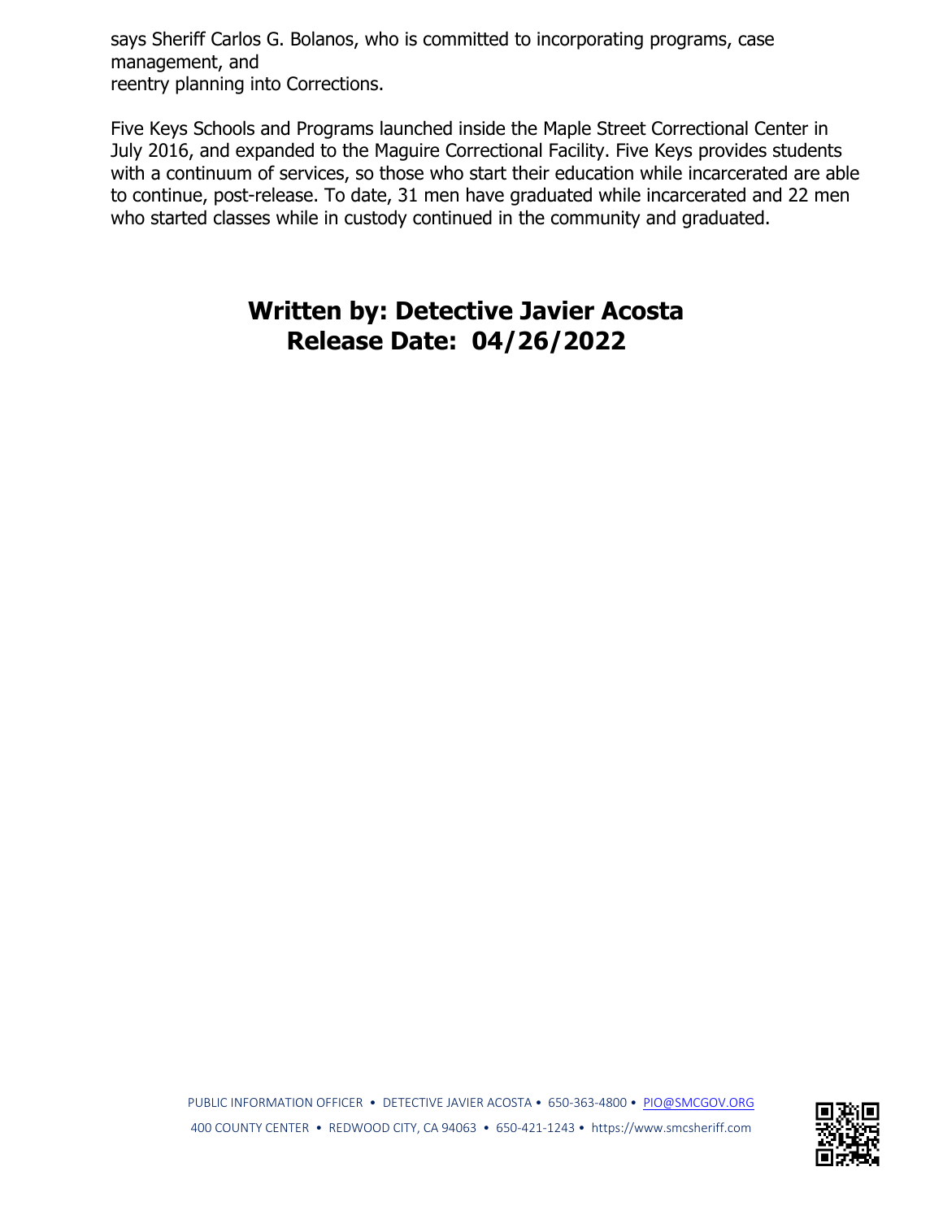says Sheriff Carlos G. Bolanos, who is committed to incorporating programs, case management, and reentry planning into Corrections.

Five Keys Schools and Programs launched inside the Maple Street Correctional Center in July 2016, and expanded to the Maguire Correctional Facility. Five Keys provides students with a continuum of services, so those who start their education while incarcerated are able to continue, post-release. To date, 31 men have graduated while incarcerated and 22 men who started classes while in custody continued in the community and graduated.

**Written by: Detective Javier Acosta**
**Release Date: 04/26/2022**

PUBLIC INFORMATION OFFICER • DETECTIVE JAVIER ACOSTA • 650-363-4800 • PIO@SMCGOV.ORG
400 COUNTY CENTER • REDWOOD CITY, CA 94063 • 650-421-1243 • https://www.smcsheriff.com